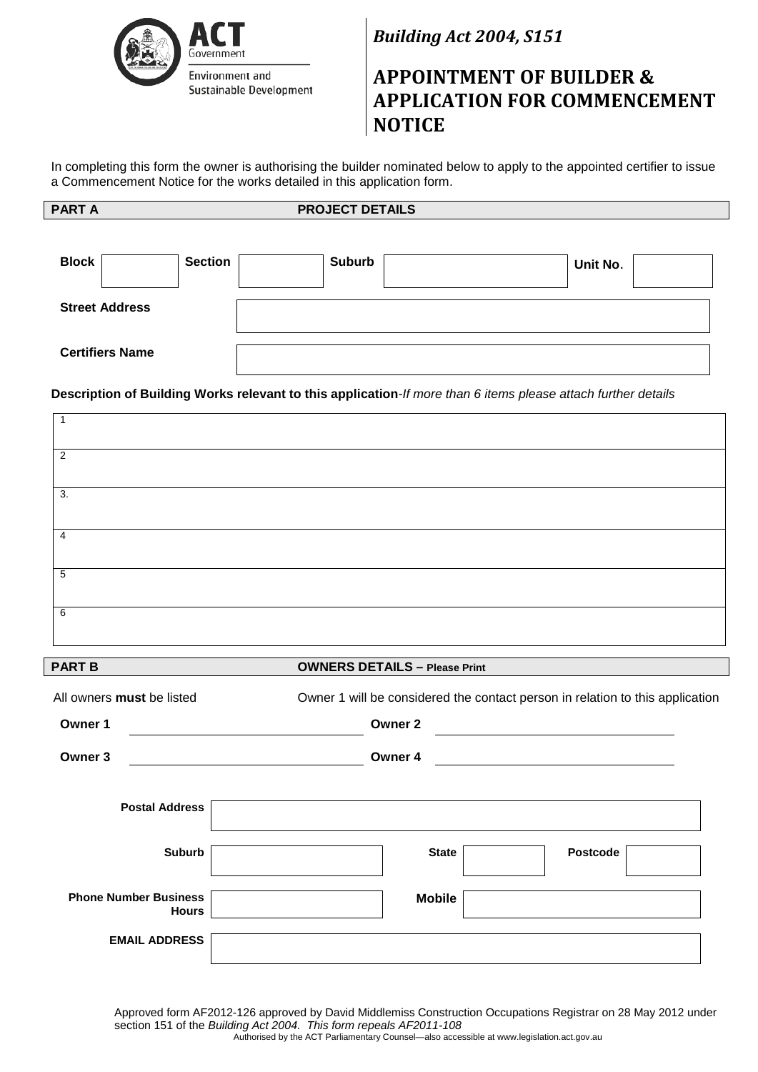ACT Government
Environment and Sustainable Development

*Building Act 2004, S151*

# APPOINTMENT OF BUILDER & APPLICATION FOR COMMENCEMENT NOTICE

In completing this form the owner is authorising the builder nominated below to apply to the appointed certifier to issue a Commencement Notice for the works detailed in this application form.

## PART A PROJECT DETAILS

| Block | | Section | | Suburb | | Unit No. | |
|---|---|---|---|---|---|---|---|

| Street Address | |
|---|---|
| Certifiers Name | |

**Description of Building Works relevant to this application**-*If more than 6 items please attach further details*

| |
|---|
| 1 |
| 2 |
| 3. |
| 4 |
| 5 |
| 6 |

## PART B OWNERS DETAILS – Please Print

All owners **must** be listed

Owner 1 will be considered the contact person in relation to this application

**Owner 1** ______________________ **Owner 2** ______________________

**Owner 3** ______________________ **Owner 4** ______________________

| Postal Address | | | | | |
|---|---|---|---|---|---|
| Suburb | | State | | Postcode | |
| Phone Number Business Hours | | Mobile | | | |
| EMAIL ADDRESS | | | | | |

Approved form AF2012-126 approved by David Middlemiss Construction Occupations Registrar on 28 May 2012 under section 151 of the *Building Act 2004. This form repeals AF2011-108*

Authorised by the ACT Parliamentary Counsel—also accessible at www.legislation.act.gov.au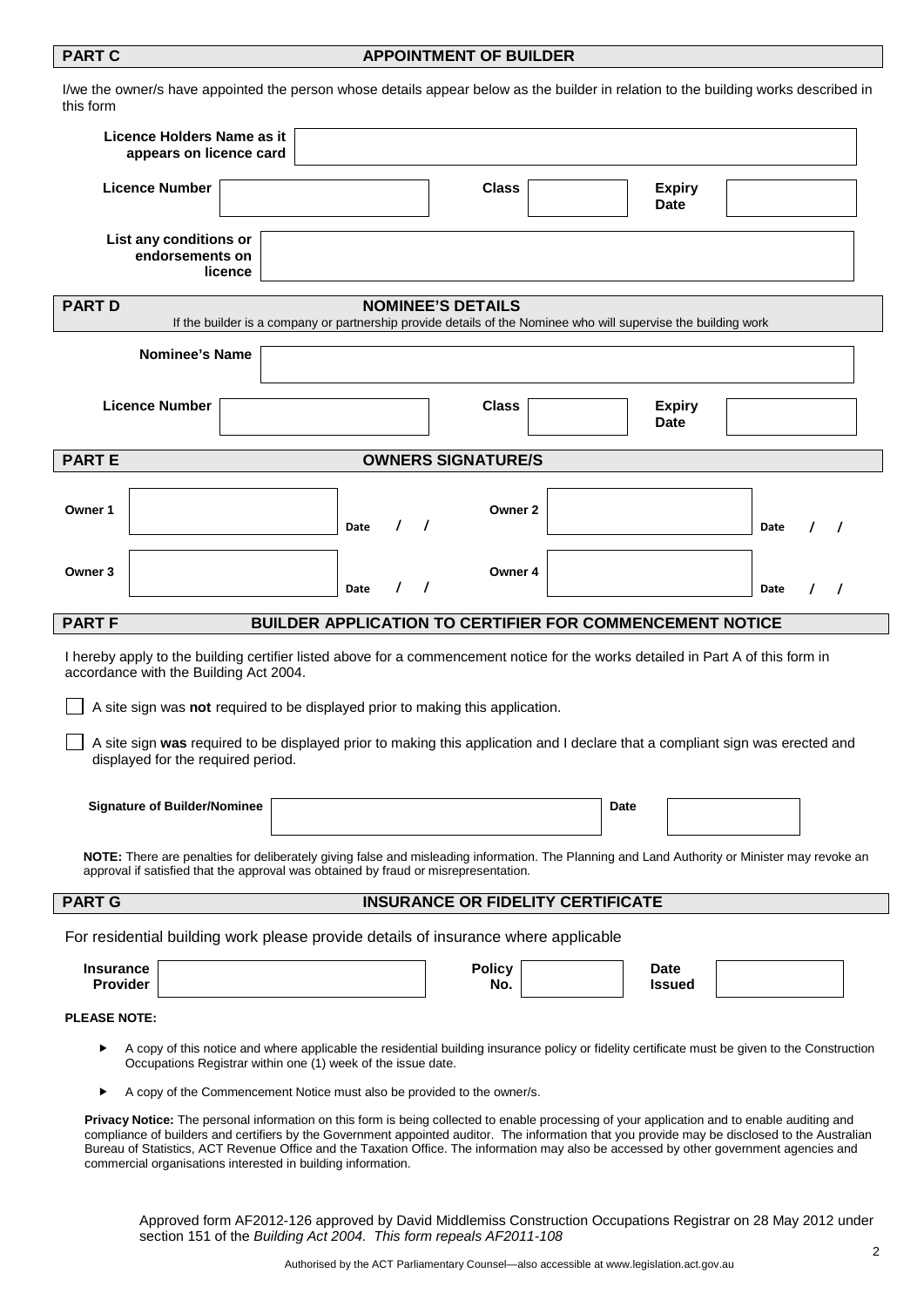## PART C APPOINTMENT OF BUILDER

I/we the owner/s have appointed the person whose details appear below as the builder in relation to the building works described in this form

| | | | | | |
|---|---|---|---|---|---|
| **Licence Holders Name as it appears on licence card** | | | | | |
| **Licence Number** | | **Class** | | **Expiry Date** | |
| **List any conditions or endorsements on licence** | | | | | |

## PART D NOMINEE'S DETAILS

If the builder is a company or partnership provide details of the Nominee who will supervise the building work

| | | | | | |
|---|---|---|---|---|---|
| **Nominee's Name** | | | | | |
| **Licence Number** | | **Class** | | **Expiry Date** | |

## PART E OWNERS SIGNATURE/S

| | | | | | |
|---|---|---|---|---|---|
| **Owner 1** | | **Date** / / | **Owner 2** | | **Date** / / |
| **Owner 3** | | **Date** / / | **Owner 4** | | **Date** / / |

## PART F BUILDER APPLICATION TO CERTIFIER FOR COMMENCEMENT NOTICE

I hereby apply to the building certifier listed above for a commencement notice for the works detailed in Part A of this form in accordance with the Building Act 2004.

☐ A site sign was **not** required to be displayed prior to making this application.

☐ A site sign **was** required to be displayed prior to making this application and I declare that a compliant sign was erected and displayed for the required period.

| | | | |
|---|---|---|---|
| **Signature of Builder/Nominee** | | **Date** | |

**NOTE:** There are penalties for deliberately giving false and misleading information. The Planning and Land Authority or Minister may revoke an approval if satisfied that the approval was obtained by fraud or misrepresentation.

## PART G INSURANCE OR FIDELITY CERTIFICATE

For residential building work please provide details of insurance where applicable

| | | | | | |
|---|---|---|---|---|---|
| **Insurance Provider** | | **Policy No.** | | **Date Issued** | |

**PLEASE NOTE:**

- A copy of this notice and where applicable the residential building insurance policy or fidelity certificate must be given to the Construction Occupations Registrar within one (1) week of the issue date.
- A copy of the Commencement Notice must also be provided to the owner/s.

**Privacy Notice:** The personal information on this form is being collected to enable processing of your application and to enable auditing and compliance of builders and certifiers by the Government appointed auditor. The information that you provide may be disclosed to the Australian Bureau of Statistics, ACT Revenue Office and the Taxation Office. The information may also be accessed by other government agencies and commercial organisations interested in building information.

Approved form AF2012-126 approved by David Middlemiss Construction Occupations Registrar on 28 May 2012 under section 151 of the *Building Act 2004. This form repeals AF2011-108*

Authorised by the ACT Parliamentary Counsel—also accessible at www.legislation.act.gov.au